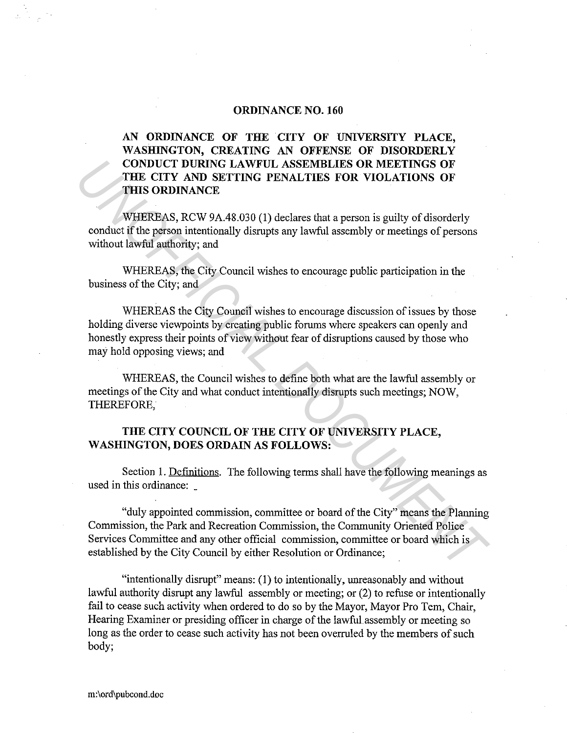# ORDINANCE NO. 160

**AN ORDINANCE OF THE CITY OF UNIVERSITY PLACE, WASHINGTON, CREATING AN OFFENSE OF DISORDERLY CONDUCT DURING LAWFUL ASSEMBLIES OR MEETINGS OF THE CITY AND SETTING PENALTIES FOR VIOLATIONS OF THIS ORDINANCE**

WHEREAS, RCW 9A.48.030 (1) declares that a person is guilty of disorderly conduct if the person intentionally disrupts any lawful assembly or meetings of persons without lawful authority; and

WHEREAS, the City Council wishes to encourage public participation in the business of the City; and

WHEREAS the City Council wishes to encourage discussion of issues by those holding diverse viewpoints by creating public forums where speakers can openly and honestly express their points of view without fear of disruptions caused by those who may hold opposing views; and

WHEREAS, the Council wishes to define both what are the lawful assembly or meetings of the City and what conduct intentionally disrupts such meetings; NOW, THEREFORE,

**THE CITY COUNCIL OF THE CITY OF UNIVERSITY PLACE, WASHINGTON, DOES ORDAIN AS FOLLOWS:**

Section 1. Definitions. The following terms shall have the following meanings as used in this ordinance:

"duly appointed commission, committee or board of the City" means the Planning Commission, the Park and Recreation Commission, the Community Oriented Police Services Committee and any other official commission, committee or board which is established by the City Council by either Resolution or Ordinance;

"intentionally disrupt" means: (1) to intentionally, unreasonably and without lawful authority disrupt any lawful assembly or meeting; or (2) to refuse or intentionally fail to cease such activity when ordered to do so by the Mayor, Mayor Pro Tem, Chair, Hearing Examiner or presiding officer in charge of the lawful assembly or meeting so long as the order to cease such activity has not been overruled by the members of such body;

m:\ord\pubcond.doc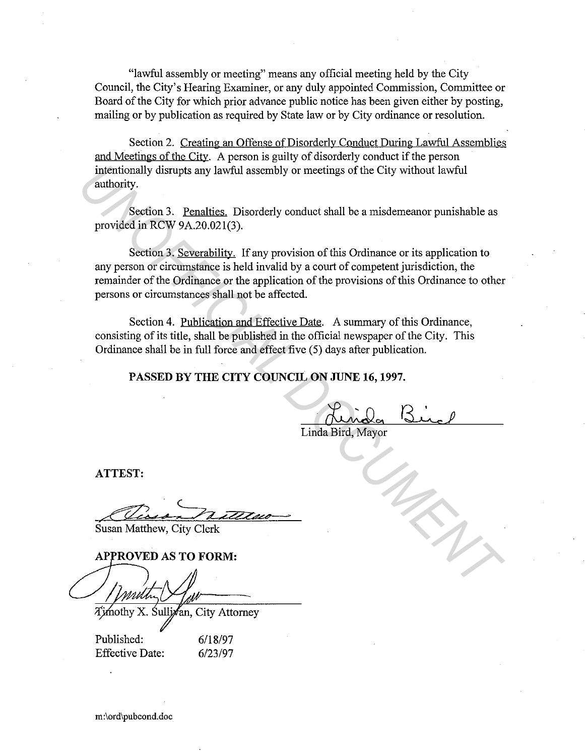"lawful assembly or meeting" means any official meeting held by the City Council, the City's Hearing Examiner, or any duly appointed Commission, Committee or Board of the City for which prior advance public notice has been given either by posting, mailing or by publication as required by State law or by City ordinance or resolution.

Section 2. Creating an Offense of Disorderly Conduct During Lawful Assemblies and Meetings of the City. A person is guilty of disorderly conduct if the person intentionally disrupts any lawful assembly or meetings of the City without lawful authority.

Section 3. Penalties. Disorderly conduct shall be a misdemeanor punishable as provided in RCW 9A.20.021(3).

Section 3. Severability. If any provision of this Ordinance or its application to any person or circumstance is held invalid by a court of competent jurisdiction, the remainder of the Ordinance or the application of the provisions of this Ordinance to other persons or circumstances shall not be affected.

Section 4. Publication and Effective Date. A summary of this Ordinance, consisting of its title, shall be published in the official newspaper of the City. This Ordinance shall be in full force and effect five (5) days after publication.

**PASSED BY THE CITY COUNCIL ON JUNE 16, 1997.**

Linda Bird, Mayor

**ATTEST:**

Susan Matthew, City Clerk

**APPROVED AS TO FORM:**

Timothy X. Sullivan, City Attorney

Published: 6/18/97
Effective Date: 6/23/97

m:\ord\pubcond.doc